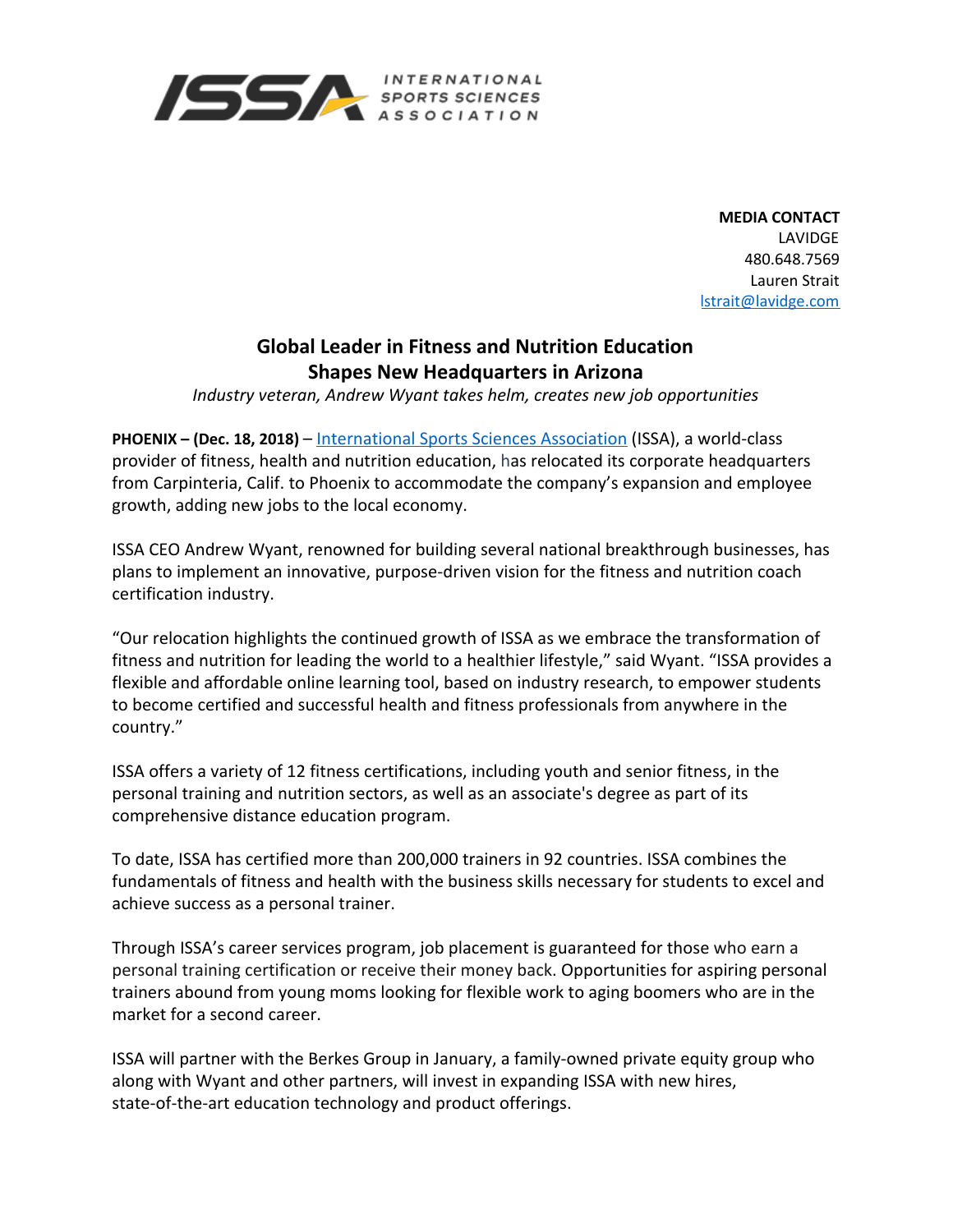**MEDIA CONTACT**
LAVIDGE
480.648.7569
Lauren Strait
lstrait@lavidge.com

# Global Leader in Fitness and Nutrition Education Shapes New Headquarters in Arizona

*Industry veteran, Andrew Wyant takes helm, creates new job opportunities*

**PHOENIX – (Dec. 18, 2018)** – International Sports Sciences Association (ISSA), a world-class provider of fitness, health and nutrition education, has relocated its corporate headquarters from Carpinteria, Calif. to Phoenix to accommodate the company's expansion and employee growth, adding new jobs to the local economy.

ISSA CEO Andrew Wyant, renowned for building several national breakthrough businesses, has plans to implement an innovative, purpose-driven vision for the fitness and nutrition coach certification industry.

"Our relocation highlights the continued growth of ISSA as we embrace the transformation of fitness and nutrition for leading the world to a healthier lifestyle," said Wyant. "ISSA provides a flexible and affordable online learning tool, based on industry research, to empower students to become certified and successful health and fitness professionals from anywhere in the country."

ISSA offers a variety of 12 fitness certifications, including youth and senior fitness, in the personal training and nutrition sectors, as well as an associate's degree as part of its comprehensive distance education program.

To date, ISSA has certified more than 200,000 trainers in 92 countries. ISSA combines the fundamentals of fitness and health with the business skills necessary for students to excel and achieve success as a personal trainer.

Through ISSA's career services program, job placement is guaranteed for those who earn a personal training certification or receive their money back. Opportunities for aspiring personal trainers abound from young moms looking for flexible work to aging boomers who are in the market for a second career.

ISSA will partner with the Berkes Group in January, a family-owned private equity group who along with Wyant and other partners, will invest in expanding ISSA with new hires, state-of-the-art education technology and product offerings.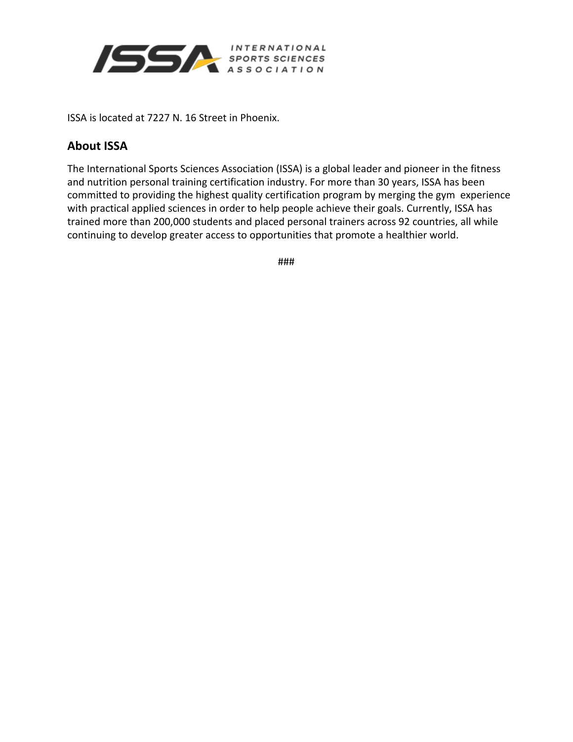ISSA is located at 7227 N. 16 Street in Phoenix.

## About ISSA

The International Sports Sciences Association (ISSA) is a global leader and pioneer in the fitness and nutrition personal training certification industry. For more than 30 years, ISSA has been committed to providing the highest quality certification program by merging the gym experience with practical applied sciences in order to help people achieve their goals. Currently, ISSA has trained more than 200,000 students and placed personal trainers across 92 countries, all while continuing to develop greater access to opportunities that promote a healthier world.

###